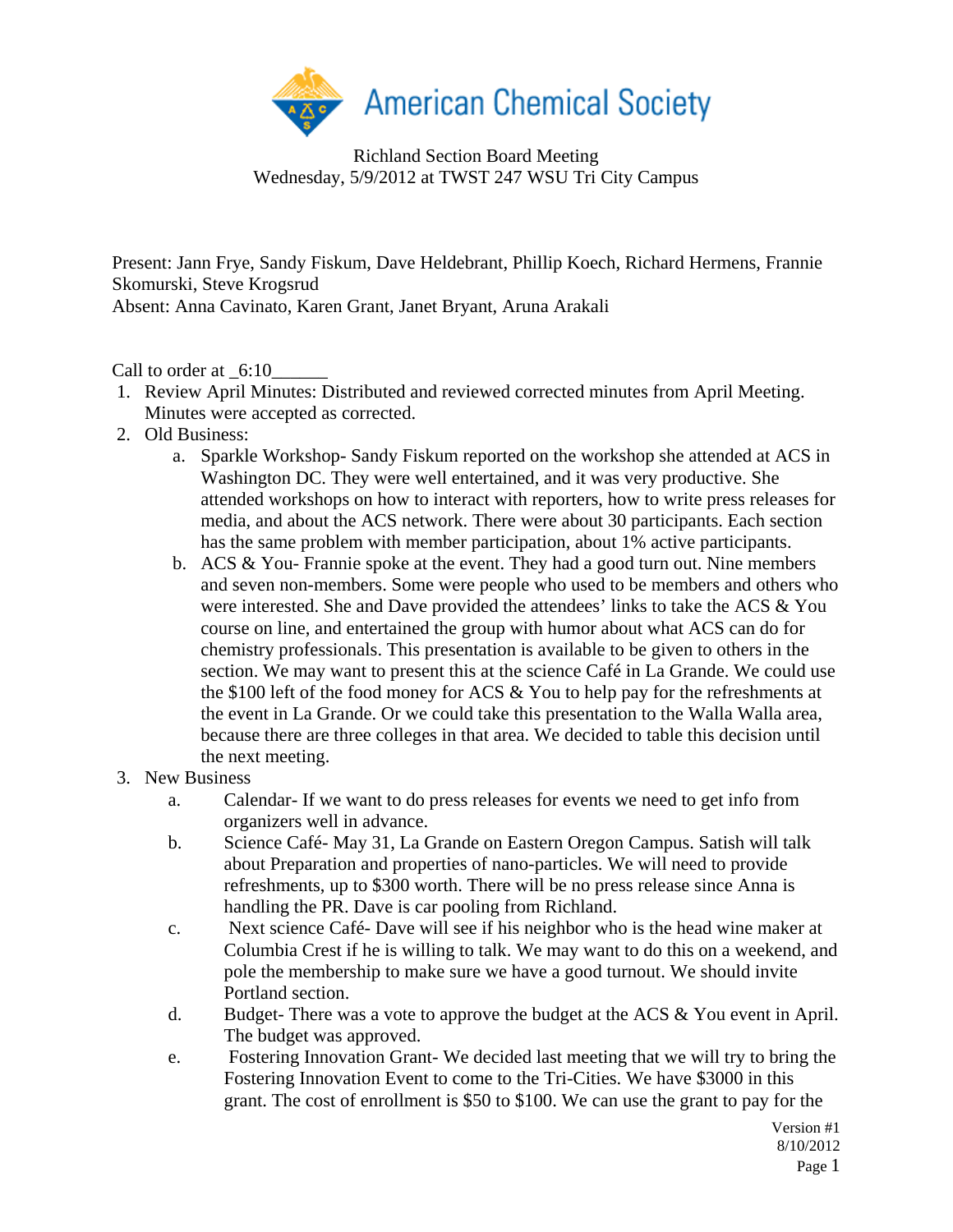American Chemical Society

Richland Section Board Meeting
Wednesday, 5/9/2012 at TWST 247 WSU Tri City Campus

Present: Jann Frye, Sandy Fiskum, Dave Heldebrant, Phillip Koech, Richard Hermens, Frannie Skomurski, Steve Krogsrud
Absent: Anna Cavinato, Karen Grant, Janet Bryant, Aruna Arakali

Call to order at _6:10______

1. Review April Minutes: Distributed and reviewed corrected minutes from April Meeting. Minutes were accepted as corrected.
2. Old Business:
   a. Sparkle Workshop- Sandy Fiskum reported on the workshop she attended at ACS in Washington DC. They were well entertained, and it was very productive. She attended workshops on how to interact with reporters, how to write press releases for media, and about the ACS network. There were about 30 participants. Each section has the same problem with member participation, about 1% active participants.
   b. ACS & You- Frannie spoke at the event. They had a good turn out. Nine members and seven non-members. Some were people who used to be members and others who were interested. She and Dave provided the attendees' links to take the ACS & You course on line, and entertained the group with humor about what ACS can do for chemistry professionals. This presentation is available to be given to others in the section. We may want to present this at the science Café in La Grande. We could use the $100 left of the food money for ACS & You to help pay for the refreshments at the event in La Grande. Or we could take this presentation to the Walla Walla area, because there are three colleges in that area. We decided to table this decision until the next meeting.
3. New Business
   a. Calendar- If we want to do press releases for events we need to get info from organizers well in advance.
   b. Science Café- May 31, La Grande on Eastern Oregon Campus. Satish will talk about Preparation and properties of nano-particles. We will need to provide refreshments, up to $300 worth. There will be no press release since Anna is handling the PR. Dave is car pooling from Richland.
   c. Next science Café- Dave will see if his neighbor who is the head wine maker at Columbia Crest if he is willing to talk. We may want to do this on a weekend, and pole the membership to make sure we have a good turnout. We should invite Portland section.
   d. Budget- There was a vote to approve the budget at the ACS & You event in April. The budget was approved.
   e. Fostering Innovation Grant- We decided last meeting that we will try to bring the Fostering Innovation Event to come to the Tri-Cities. We have $3000 in this grant. The cost of enrollment is $50 to $100. We can use the grant to pay for the

Version #1
8/10/2012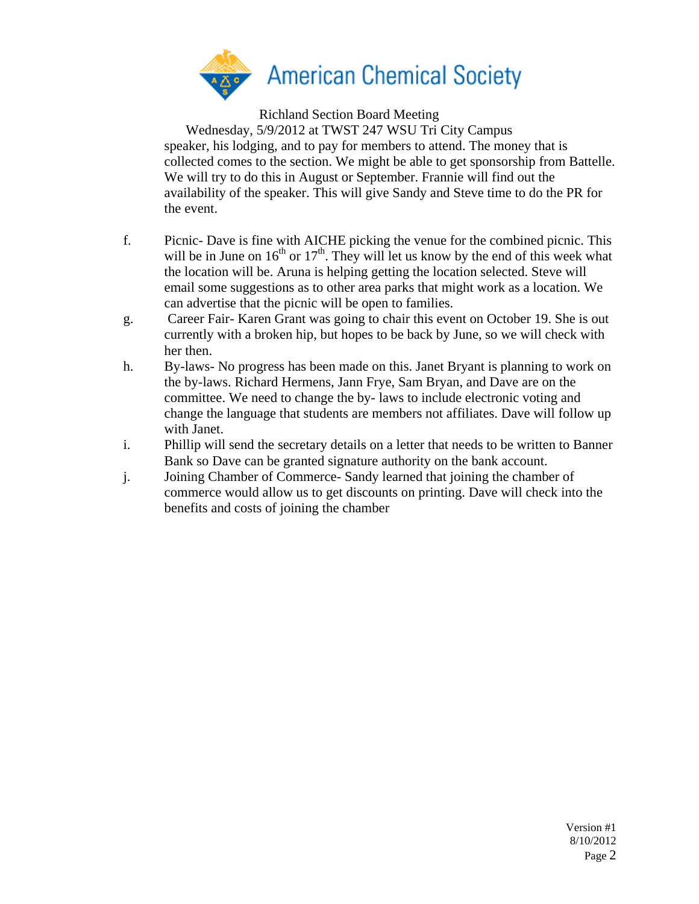speaker, his lodging, and to pay for members to attend. The money that is collected comes to the section. We might be able to get sponsorship from Battelle. We will try to do this in August or September. Frannie will find out the availability of the speaker. This will give Sandy and Steve time to do the PR for the event.

f. Picnic- Dave is fine with AICHE picking the venue for the combined picnic. This will be in June on 16th or 17th. They will let us know by the end of this week what the location will be. Aruna is helping getting the location selected. Steve will email some suggestions as to other area parks that might work as a location. We can advertise that the picnic will be open to families.

g. Career Fair- Karen Grant was going to chair this event on October 19. She is out currently with a broken hip, but hopes to be back by June, so we will check with her then.

h. By-laws- No progress has been made on this. Janet Bryant is planning to work on the by-laws. Richard Hermens, Jann Frye, Sam Bryan, and Dave are on the committee. We need to change the by- laws to include electronic voting and change the language that students are members not affiliates. Dave will follow up with Janet.

i. Phillip will send the secretary details on a letter that needs to be written to Banner Bank so Dave can be granted signature authority on the bank account.

j. Joining Chamber of Commerce- Sandy learned that joining the chamber of commerce would allow us to get discounts on printing. Dave will check into the benefits and costs of joining the chamber